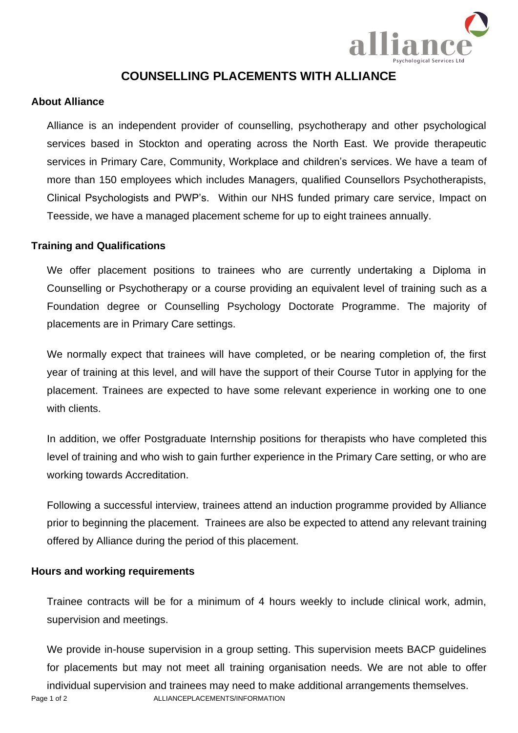# COUNSELLING PLACEMENTS WITH ALLIANCE

## About Alliance

Alliance is an independent provider of counselling, psychotherapy and other psychological services based in Stockton and operating across the North East. We provide therapeutic services in Primary Care, Community, Workplace and children's services. We have a team of more than 150 employees which includes Managers, qualified Counsellors Psychotherapists, Clinical Psychologists and PWP's. Within our NHS funded primary care service, Impact on Teesside, we have a managed placement scheme for up to eight trainees annually.

## Training and Qualifications

We offer placement positions to trainees who are currently undertaking a Diploma in Counselling or Psychotherapy or a course providing an equivalent level of training such as a Foundation degree or Counselling Psychology Doctorate Programme. The majority of placements are in Primary Care settings.

We normally expect that trainees will have completed, or be nearing completion of, the first year of training at this level, and will have the support of their Course Tutor in applying for the placement. Trainees are expected to have some relevant experience in working one to one with clients.

In addition, we offer Postgraduate Internship positions for therapists who have completed this level of training and who wish to gain further experience in the Primary Care setting, or who are working towards Accreditation.

Following a successful interview, trainees attend an induction programme provided by Alliance prior to beginning the placement. Trainees are also be expected to attend any relevant training offered by Alliance during the period of this placement.

## Hours and working requirements

Trainee contracts will be for a minimum of 4 hours weekly to include clinical work, admin, supervision and meetings.

We provide in-house supervision in a group setting. This supervision meets BACP guidelines for placements but may not meet all training organisation needs. We are not able to offer individual supervision and trainees may need to make additional arrangements themselves.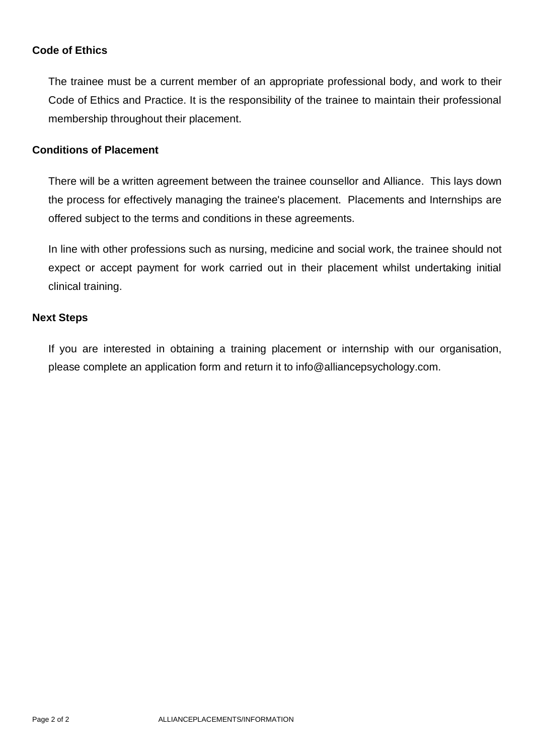**Code of Ethics**

The trainee must be a current member of an appropriate professional body, and work to their Code of Ethics and Practice. It is the responsibility of the trainee to maintain their professional membership throughout their placement.

**Conditions of Placement**

There will be a written agreement between the trainee counsellor and Alliance. This lays down the process for effectively managing the trainee's placement. Placements and Internships are offered subject to the terms and conditions in these agreements.

In line with other professions such as nursing, medicine and social work, the trainee should not expect or accept payment for work carried out in their placement whilst undertaking initial clinical training.

**Next Steps**

If you are interested in obtaining a training placement or internship with our organisation, please complete an application form and return it to info@alliancepsychology.com.